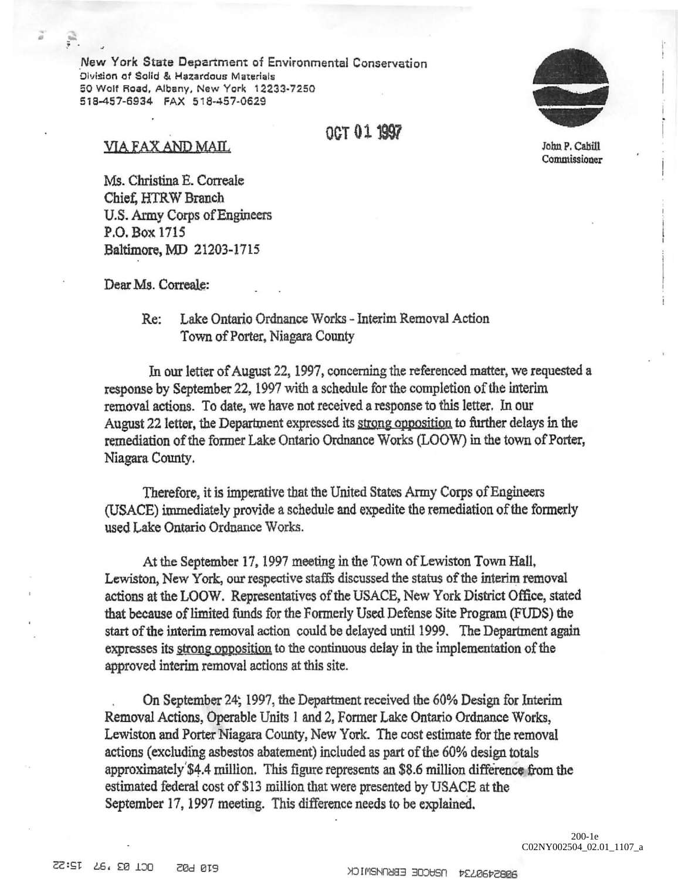New York State Department of Environmental Conservation
Division of Solid & Hazardous Materials
50 Wolf Road, Albany, New York 12233-7250
518-457-6934 FAX 518-457-0629

John P. Cahill
Commissioner

OCT 01 1997

VIA FAX AND MAIL

Ms. Christina E. Correale
Chief, HTRW Branch
U.S. Army Corps of Engineers
P.O. Box 1715
Baltimore, MD 21203-1715

Dear Ms. Correale:

Re: Lake Ontario Ordnance Works - Interim Removal Action
Town of Porter, Niagara County

In our letter of August 22, 1997, concerning the referenced matter, we requested a response by September 22, 1997 with a schedule for the completion of the interim removal actions. To date, we have not received a response to this letter. In our August 22 letter, the Department expressed its strong opposition to further delays in the remediation of the former Lake Ontario Ordnance Works (LOOW) in the town of Porter, Niagara County.

Therefore, it is imperative that the United States Army Corps of Engineers (USACE) immediately provide a schedule and expedite the remediation of the formerly used Lake Ontario Ordnance Works.

At the September 17, 1997 meeting in the Town of Lewiston Town Hall, Lewiston, New York, our respective staffs discussed the status of the interim removal actions at the LOOW. Representatives of the USACE, New York District Office, stated that because of limited funds for the Formerly Used Defense Site Program (FUDS) the start of the interim removal action could be delayed until 1999. The Department again expresses its strong opposition to the continuous delay in the implementation of the approved interim removal actions at this site.

On September 24, 1997, the Department received the 60% Design for Interim Removal Actions, Operable Units 1 and 2, Former Lake Ontario Ordnance Works, Lewiston and Porter Niagara County, New York. The cost estimate for the removal actions (excluding asbestos abatement) included as part of the 60% design totals approximately $4.4 million. This figure represents an $8.6 million difference from the estimated federal cost of $13 million that were presented by USACE at the September 17, 1997 meeting. This difference needs to be explained.

200-1e
C02NY002504_02.01_1107_a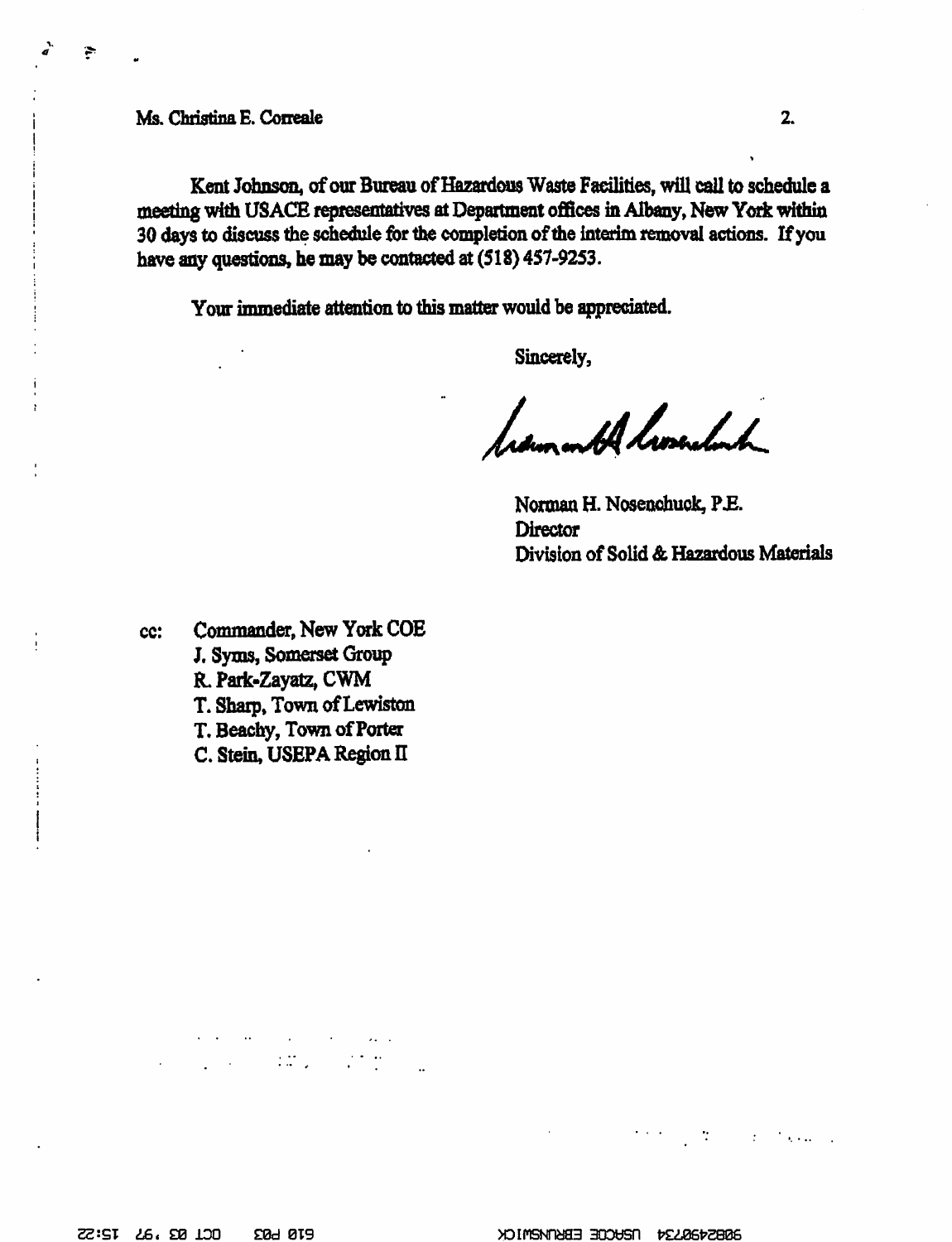Ms. Christina E. Correale

Kent Johnson, of our Bureau of Hazardous Waste Facilities, will call to schedule a meeting with USACE representatives at Department offices in Albany, New York within 30 days to discuss the schedule for the completion of the interim removal actions. If you have any questions, he may be contacted at (518) 457-9253.

Your immediate attention to this matter would be appreciated.

Sincerely,

Norman H. Nosenchuck, P.E.
Director
Division of Solid & Hazardous Materials

cc: Commander, New York COE
J. Syms, Somerset Group
R. Park-Zayatz, CWM
T. Sharp, Town of Lewiston
T. Beachy, Town of Porter
C. Stein, USEPA Region II